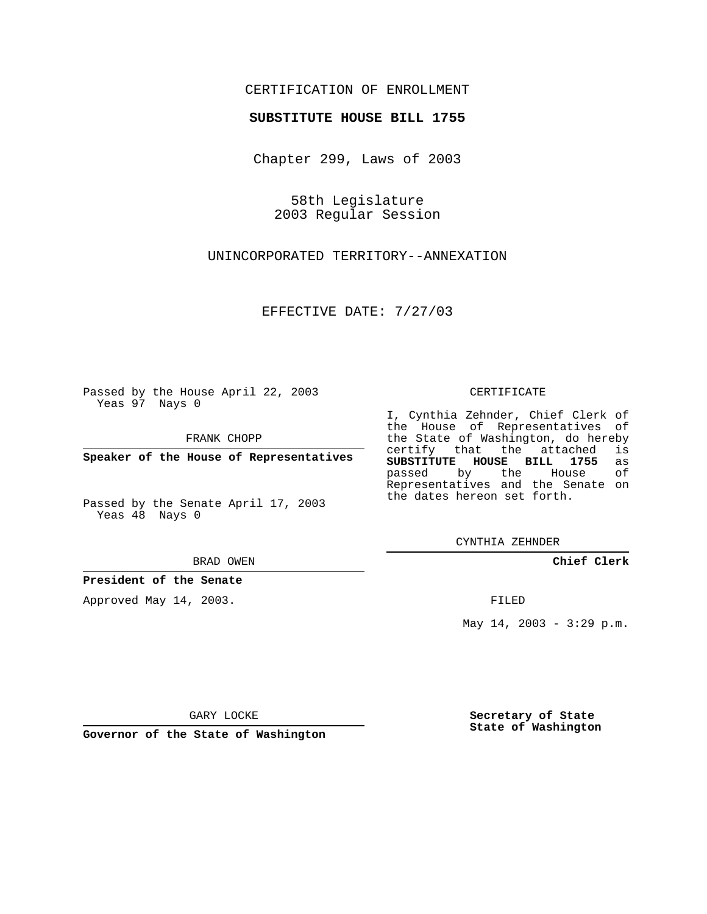CERTIFICATION OF ENROLLMENT

**SUBSTITUTE HOUSE BILL 1755**

Chapter 299, Laws of 2003

58th Legislature
2003 Regular Session

UNINCORPORATED TERRITORY--ANNEXATION

EFFECTIVE DATE: 7/27/03

Passed by the House April 22, 2003
Yeas 97 Nays 0

FRANK CHOPP

**Speaker of the House of Representatives**

Passed by the Senate April 17, 2003
Yeas 48 Nays 0

BRAD OWEN

**President of the Senate**

Approved May 14, 2003.

GARY LOCKE

**Governor of the State of Washington**

CERTIFICATE

I, Cynthia Zehnder, Chief Clerk of the House of Representatives of the State of Washington, do hereby certify that the attached is **SUBSTITUTE HOUSE BILL 1755** as passed by the House of Representatives and the Senate on the dates hereon set forth.

CYNTHIA ZEHNDER

**Chief Clerk**

FILED

May 14, 2003 - 3:29 p.m.

**Secretary of State**
**State of Washington**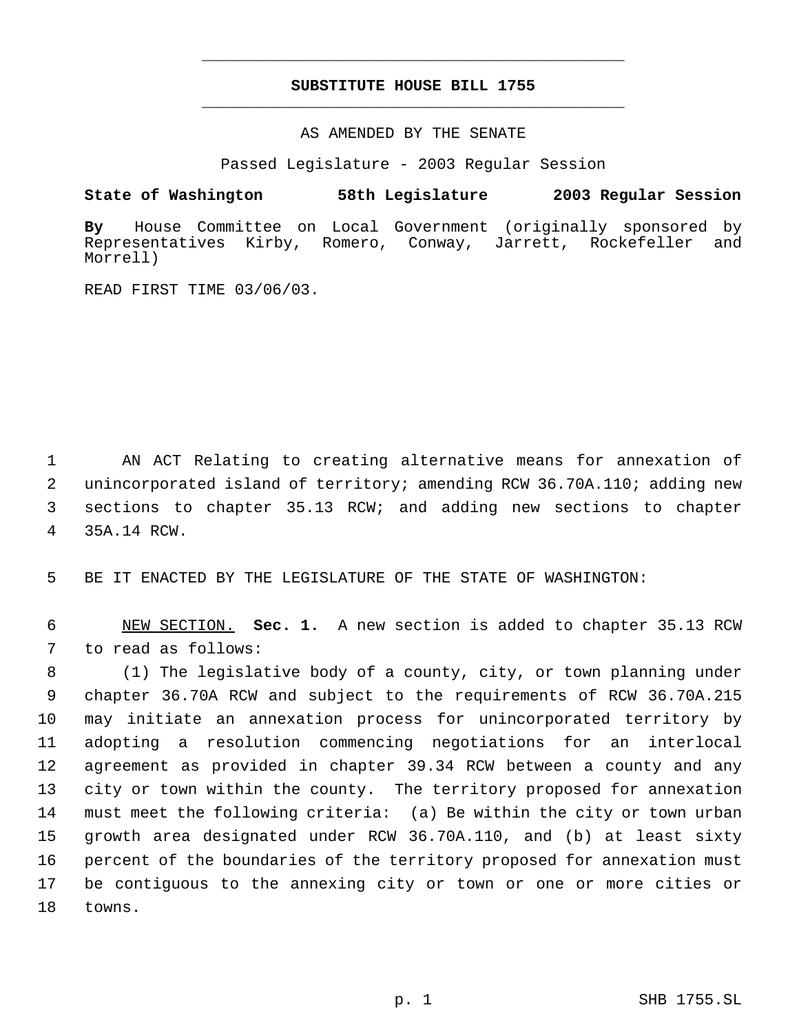# SUBSTITUTE HOUSE BILL 1755

AS AMENDED BY THE SENATE

Passed Legislature - 2003 Regular Session

**State of Washington 58th Legislature 2003 Regular Session**

**By** House Committee on Local Government (originally sponsored by Representatives Kirby, Romero, Conway, Jarrett, Rockefeller and Morrell)

READ FIRST TIME 03/06/03.

AN ACT Relating to creating alternative means for annexation of unincorporated island of territory; amending RCW 36.70A.110; adding new sections to chapter 35.13 RCW; and adding new sections to chapter 35A.14 RCW.

BE IT ENACTED BY THE LEGISLATURE OF THE STATE OF WASHINGTON:

NEW SECTION. **Sec. 1.** A new section is added to chapter 35.13 RCW to read as follows:

(1) The legislative body of a county, city, or town planning under chapter 36.70A RCW and subject to the requirements of RCW 36.70A.215 may initiate an annexation process for unincorporated territory by adopting a resolution commencing negotiations for an interlocal agreement as provided in chapter 39.34 RCW between a county and any city or town within the county. The territory proposed for annexation must meet the following criteria: (a) Be within the city or town urban growth area designated under RCW 36.70A.110, and (b) at least sixty percent of the boundaries of the territory proposed for annexation must be contiguous to the annexing city or town or one or more cities or towns.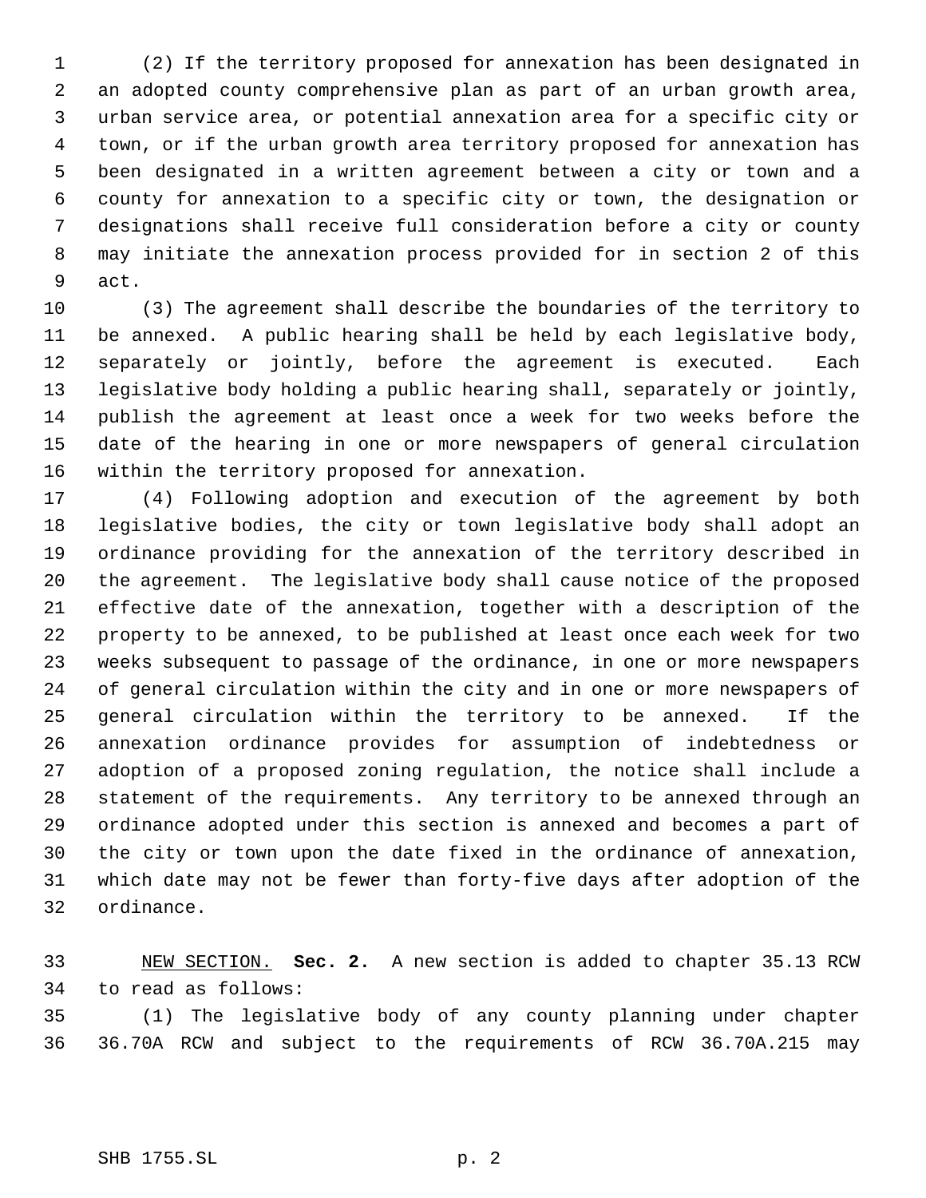(2) If the territory proposed for annexation has been designated in an adopted county comprehensive plan as part of an urban growth area, urban service area, or potential annexation area for a specific city or town, or if the urban growth area territory proposed for annexation has been designated in a written agreement between a city or town and a county for annexation to a specific city or town, the designation or designations shall receive full consideration before a city or county may initiate the annexation process provided for in section 2 of this act.

(3) The agreement shall describe the boundaries of the territory to be annexed. A public hearing shall be held by each legislative body, separately or jointly, before the agreement is executed. Each legislative body holding a public hearing shall, separately or jointly, publish the agreement at least once a week for two weeks before the date of the hearing in one or more newspapers of general circulation within the territory proposed for annexation.

(4) Following adoption and execution of the agreement by both legislative bodies, the city or town legislative body shall adopt an ordinance providing for the annexation of the territory described in the agreement. The legislative body shall cause notice of the proposed effective date of the annexation, together with a description of the property to be annexed, to be published at least once each week for two weeks subsequent to passage of the ordinance, in one or more newspapers of general circulation within the city and in one or more newspapers of general circulation within the territory to be annexed. If the annexation ordinance provides for assumption of indebtedness or adoption of a proposed zoning regulation, the notice shall include a statement of the requirements. Any territory to be annexed through an ordinance adopted under this section is annexed and becomes a part of the city or town upon the date fixed in the ordinance of annexation, which date may not be fewer than forty-five days after adoption of the ordinance.

NEW SECTION. **Sec. 2.** A new section is added to chapter 35.13 RCW to read as follows:

(1) The legislative body of any county planning under chapter 36.70A RCW and subject to the requirements of RCW 36.70A.215 may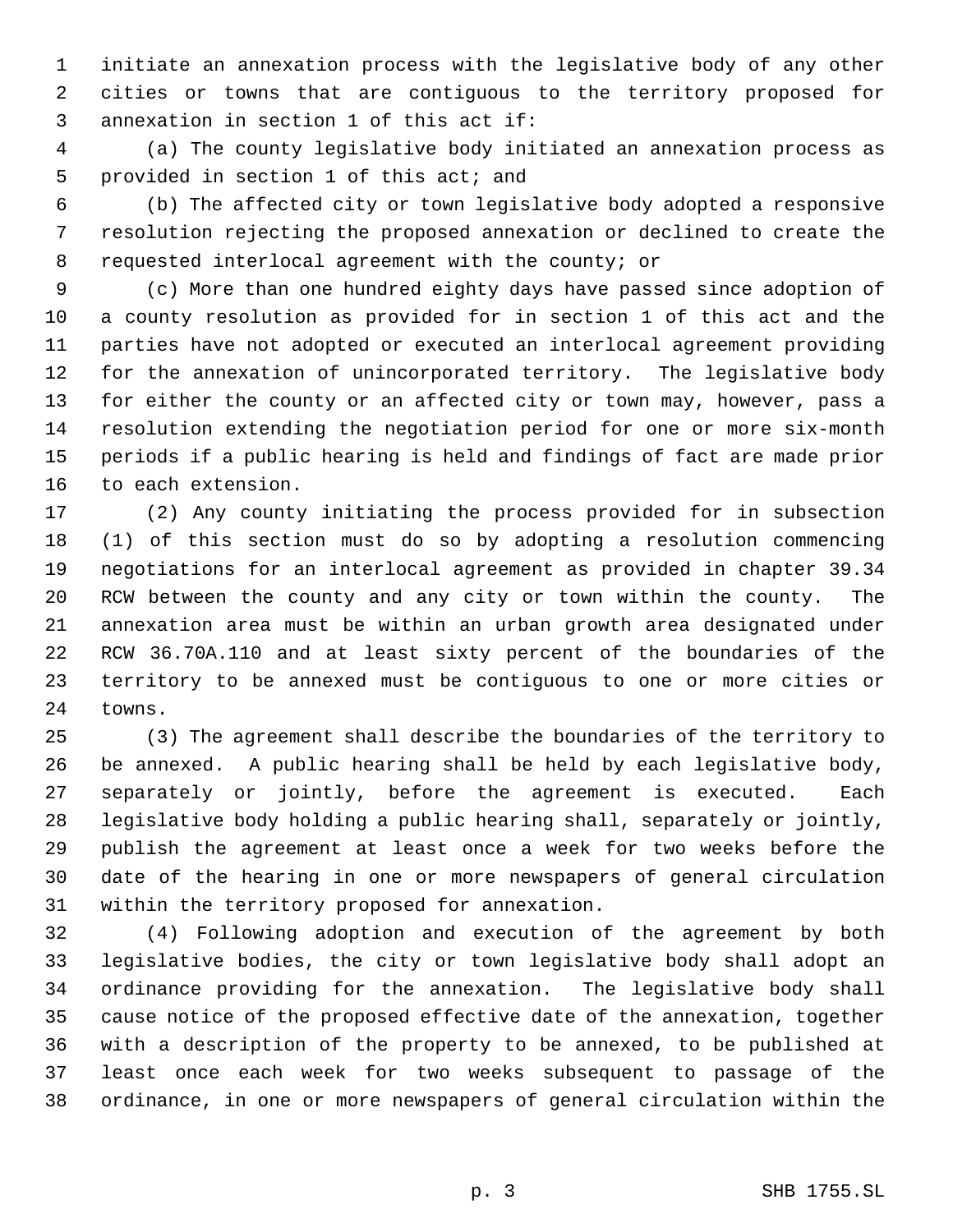initiate an annexation process with the legislative body of any other cities or towns that are contiguous to the territory proposed for annexation in section 1 of this act if:

(a) The county legislative body initiated an annexation process as provided in section 1 of this act; and

(b) The affected city or town legislative body adopted a responsive resolution rejecting the proposed annexation or declined to create the requested interlocal agreement with the county; or

(c) More than one hundred eighty days have passed since adoption of a county resolution as provided for in section 1 of this act and the parties have not adopted or executed an interlocal agreement providing for the annexation of unincorporated territory. The legislative body for either the county or an affected city or town may, however, pass a resolution extending the negotiation period for one or more six-month periods if a public hearing is held and findings of fact are made prior to each extension.

(2) Any county initiating the process provided for in subsection (1) of this section must do so by adopting a resolution commencing negotiations for an interlocal agreement as provided in chapter 39.34 RCW between the county and any city or town within the county. The annexation area must be within an urban growth area designated under RCW 36.70A.110 and at least sixty percent of the boundaries of the territory to be annexed must be contiguous to one or more cities or towns.

(3) The agreement shall describe the boundaries of the territory to be annexed. A public hearing shall be held by each legislative body, separately or jointly, before the agreement is executed. Each legislative body holding a public hearing shall, separately or jointly, publish the agreement at least once a week for two weeks before the date of the hearing in one or more newspapers of general circulation within the territory proposed for annexation.

(4) Following adoption and execution of the agreement by both legislative bodies, the city or town legislative body shall adopt an ordinance providing for the annexation. The legislative body shall cause notice of the proposed effective date of the annexation, together with a description of the property to be annexed, to be published at least once each week for two weeks subsequent to passage of the ordinance, in one or more newspapers of general circulation within the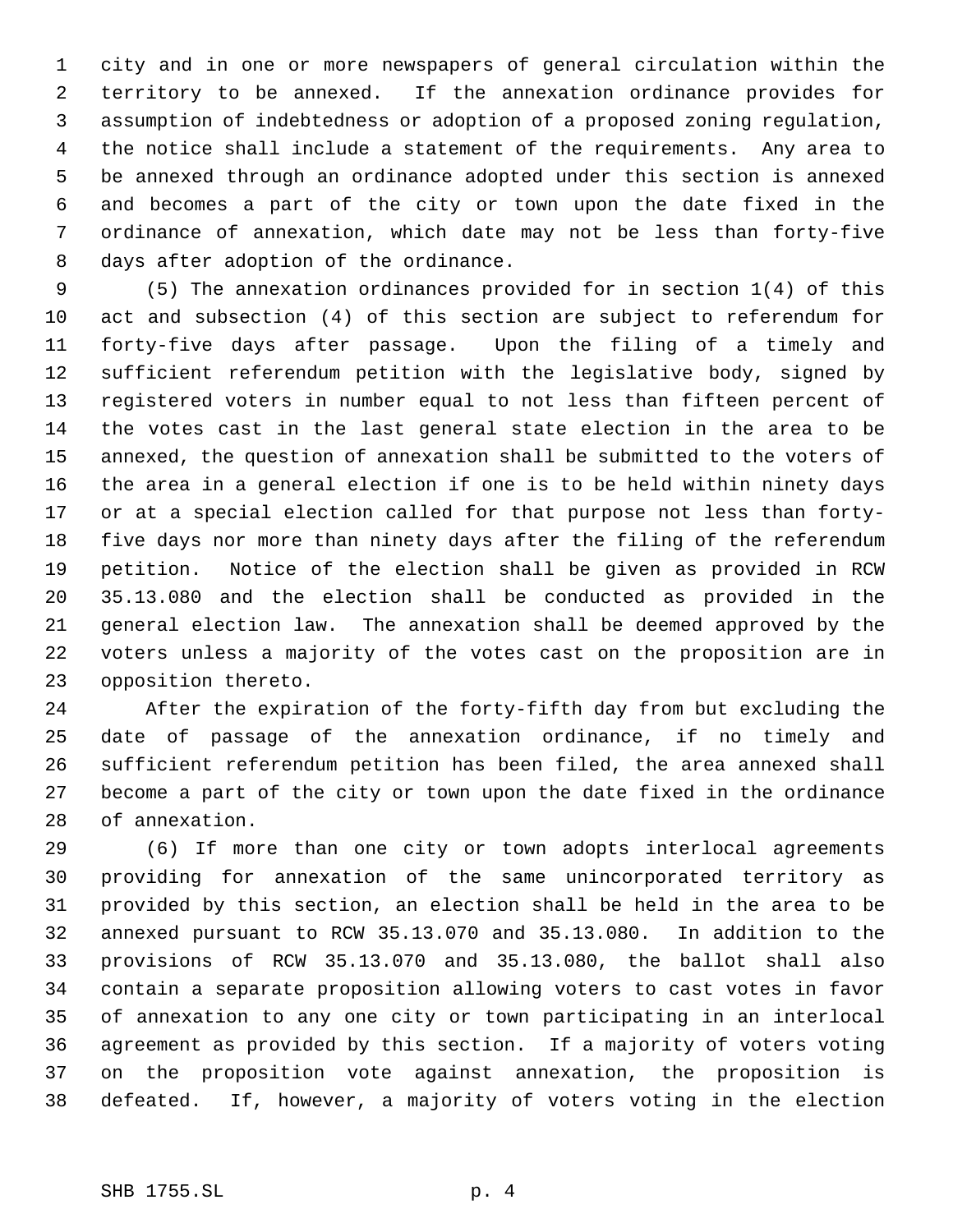city and in one or more newspapers of general circulation within the territory to be annexed. If the annexation ordinance provides for assumption of indebtedness or adoption of a proposed zoning regulation, the notice shall include a statement of the requirements. Any area to be annexed through an ordinance adopted under this section is annexed and becomes a part of the city or town upon the date fixed in the ordinance of annexation, which date may not be less than forty-five days after adoption of the ordinance.

(5) The annexation ordinances provided for in section 1(4) of this act and subsection (4) of this section are subject to referendum for forty-five days after passage. Upon the filing of a timely and sufficient referendum petition with the legislative body, signed by registered voters in number equal to not less than fifteen percent of the votes cast in the last general state election in the area to be annexed, the question of annexation shall be submitted to the voters of the area in a general election if one is to be held within ninety days or at a special election called for that purpose not less than forty-five days nor more than ninety days after the filing of the referendum petition. Notice of the election shall be given as provided in RCW 35.13.080 and the election shall be conducted as provided in the general election law. The annexation shall be deemed approved by the voters unless a majority of the votes cast on the proposition are in opposition thereto.

After the expiration of the forty-fifth day from but excluding the date of passage of the annexation ordinance, if no timely and sufficient referendum petition has been filed, the area annexed shall become a part of the city or town upon the date fixed in the ordinance of annexation.

(6) If more than one city or town adopts interlocal agreements providing for annexation of the same unincorporated territory as provided by this section, an election shall be held in the area to be annexed pursuant to RCW 35.13.070 and 35.13.080. In addition to the provisions of RCW 35.13.070 and 35.13.080, the ballot shall also contain a separate proposition allowing voters to cast votes in favor of annexation to any one city or town participating in an interlocal agreement as provided by this section. If a majority of voters voting on the proposition vote against annexation, the proposition is defeated. If, however, a majority of voters voting in the election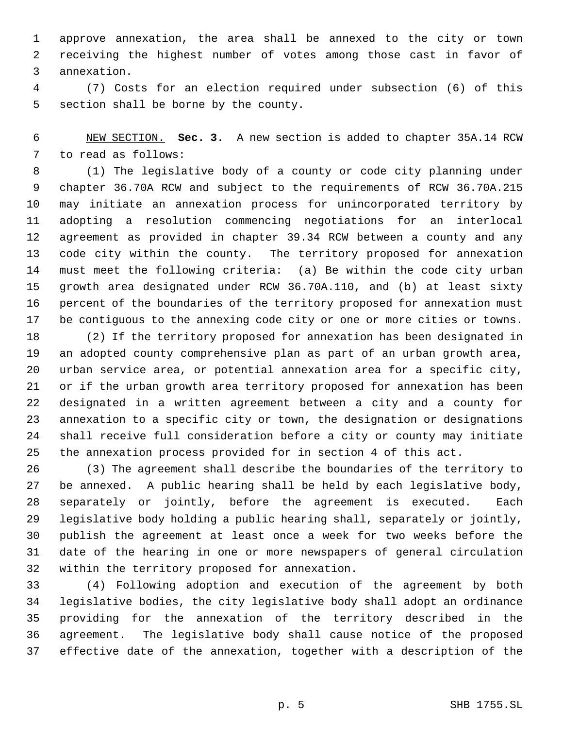approve annexation, the area shall be annexed to the city or town receiving the highest number of votes among those cast in favor of annexation.

(7) Costs for an election required under subsection (6) of this section shall be borne by the county.

NEW SECTION. **Sec. 3.** A new section is added to chapter 35A.14 RCW to read as follows:

(1) The legislative body of a county or code city planning under chapter 36.70A RCW and subject to the requirements of RCW 36.70A.215 may initiate an annexation process for unincorporated territory by adopting a resolution commencing negotiations for an interlocal agreement as provided in chapter 39.34 RCW between a county and any code city within the county. The territory proposed for annexation must meet the following criteria: (a) Be within the code city urban growth area designated under RCW 36.70A.110, and (b) at least sixty percent of the boundaries of the territory proposed for annexation must be contiguous to the annexing code city or one or more cities or towns.

(2) If the territory proposed for annexation has been designated in an adopted county comprehensive plan as part of an urban growth area, urban service area, or potential annexation area for a specific city, or if the urban growth area territory proposed for annexation has been designated in a written agreement between a city and a county for annexation to a specific city or town, the designation or designations shall receive full consideration before a city or county may initiate the annexation process provided for in section 4 of this act.

(3) The agreement shall describe the boundaries of the territory to be annexed. A public hearing shall be held by each legislative body, separately or jointly, before the agreement is executed. Each legislative body holding a public hearing shall, separately or jointly, publish the agreement at least once a week for two weeks before the date of the hearing in one or more newspapers of general circulation within the territory proposed for annexation.

(4) Following adoption and execution of the agreement by both legislative bodies, the city legislative body shall adopt an ordinance providing for the annexation of the territory described in the agreement. The legislative body shall cause notice of the proposed effective date of the annexation, together with a description of the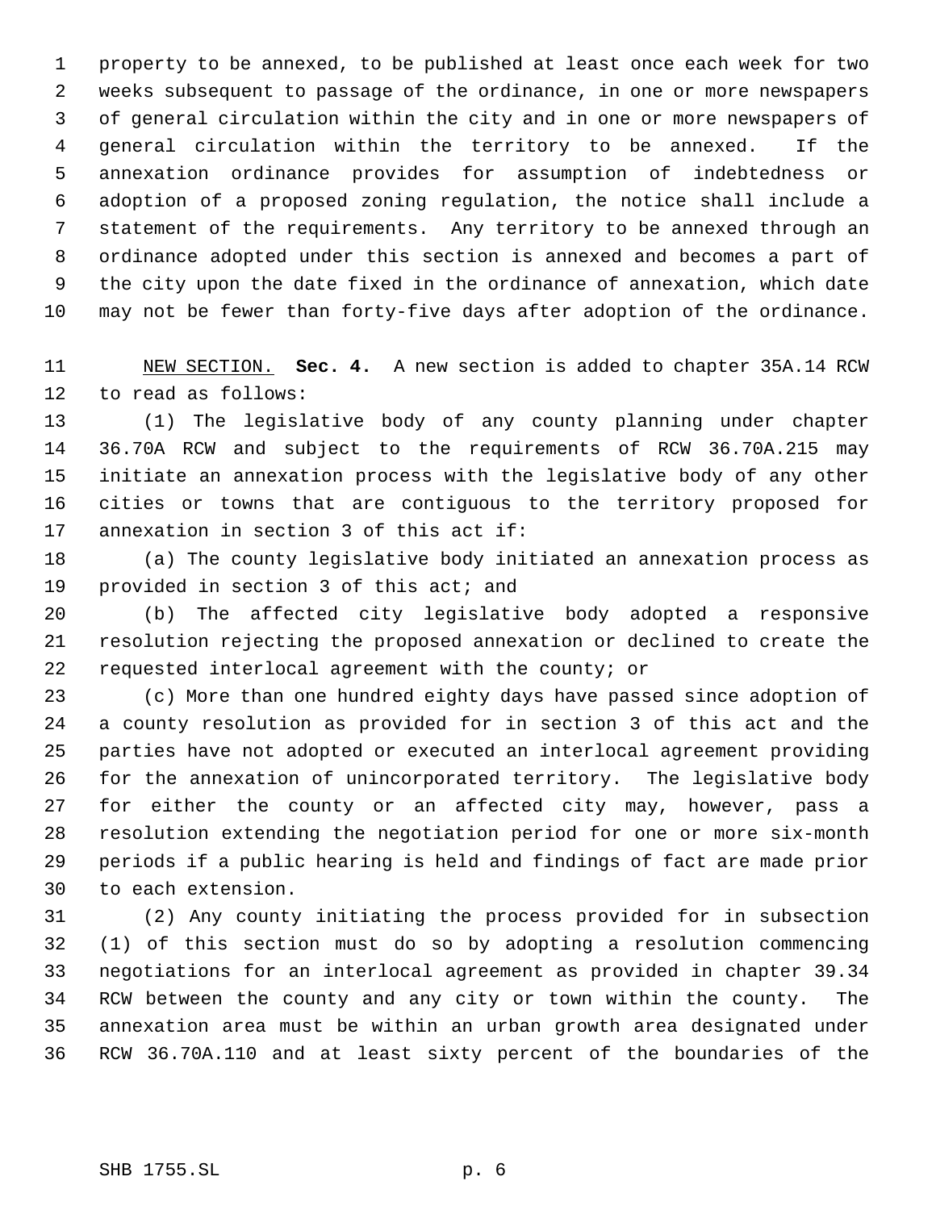property to be annexed, to be published at least once each week for two weeks subsequent to passage of the ordinance, in one or more newspapers of general circulation within the city and in one or more newspapers of general circulation within the territory to be annexed. If the annexation ordinance provides for assumption of indebtedness or adoption of a proposed zoning regulation, the notice shall include a statement of the requirements. Any territory to be annexed through an ordinance adopted under this section is annexed and becomes a part of the city upon the date fixed in the ordinance of annexation, which date may not be fewer than forty-five days after adoption of the ordinance.

NEW SECTION. **Sec. 4.** A new section is added to chapter 35A.14 RCW to read as follows:

(1) The legislative body of any county planning under chapter 36.70A RCW and subject to the requirements of RCW 36.70A.215 may initiate an annexation process with the legislative body of any other cities or towns that are contiguous to the territory proposed for annexation in section 3 of this act if:

(a) The county legislative body initiated an annexation process as provided in section 3 of this act; and

(b) The affected city legislative body adopted a responsive resolution rejecting the proposed annexation or declined to create the requested interlocal agreement with the county; or

(c) More than one hundred eighty days have passed since adoption of a county resolution as provided for in section 3 of this act and the parties have not adopted or executed an interlocal agreement providing for the annexation of unincorporated territory. The legislative body for either the county or an affected city may, however, pass a resolution extending the negotiation period for one or more six-month periods if a public hearing is held and findings of fact are made prior to each extension.

(2) Any county initiating the process provided for in subsection (1) of this section must do so by adopting a resolution commencing negotiations for an interlocal agreement as provided in chapter 39.34 RCW between the county and any city or town within the county. The annexation area must be within an urban growth area designated under RCW 36.70A.110 and at least sixty percent of the boundaries of the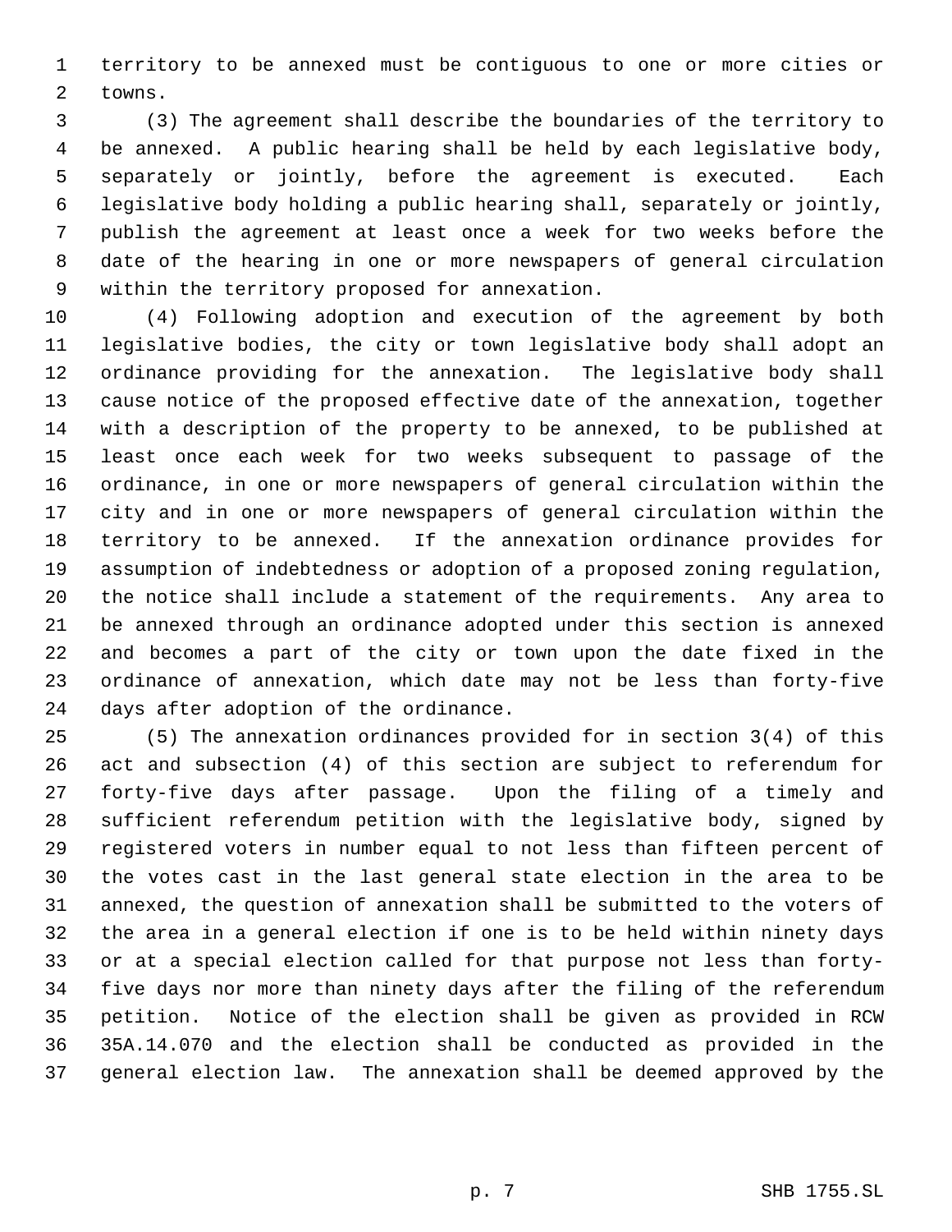territory to be annexed must be contiguous to one or more cities or towns.

(3) The agreement shall describe the boundaries of the territory to be annexed. A public hearing shall be held by each legislative body, separately or jointly, before the agreement is executed. Each legislative body holding a public hearing shall, separately or jointly, publish the agreement at least once a week for two weeks before the date of the hearing in one or more newspapers of general circulation within the territory proposed for annexation.

(4) Following adoption and execution of the agreement by both legislative bodies, the city or town legislative body shall adopt an ordinance providing for the annexation. The legislative body shall cause notice of the proposed effective date of the annexation, together with a description of the property to be annexed, to be published at least once each week for two weeks subsequent to passage of the ordinance, in one or more newspapers of general circulation within the city and in one or more newspapers of general circulation within the territory to be annexed. If the annexation ordinance provides for assumption of indebtedness or adoption of a proposed zoning regulation, the notice shall include a statement of the requirements. Any area to be annexed through an ordinance adopted under this section is annexed and becomes a part of the city or town upon the date fixed in the ordinance of annexation, which date may not be less than forty-five days after adoption of the ordinance.

(5) The annexation ordinances provided for in section 3(4) of this act and subsection (4) of this section are subject to referendum for forty-five days after passage. Upon the filing of a timely and sufficient referendum petition with the legislative body, signed by registered voters in number equal to not less than fifteen percent of the votes cast in the last general state election in the area to be annexed, the question of annexation shall be submitted to the voters of the area in a general election if one is to be held within ninety days or at a special election called for that purpose not less than forty-five days nor more than ninety days after the filing of the referendum petition. Notice of the election shall be given as provided in RCW 35A.14.070 and the election shall be conducted as provided in the general election law. The annexation shall be deemed approved by the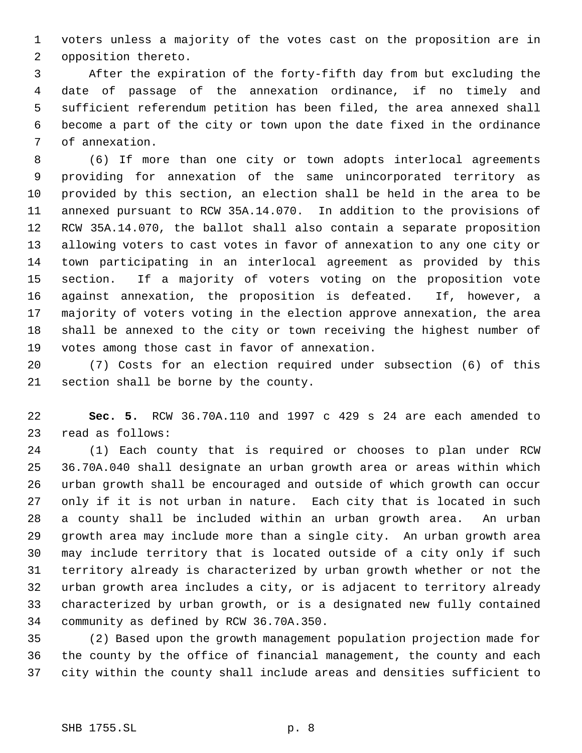voters unless a majority of the votes cast on the proposition are in opposition thereto.

After the expiration of the forty-fifth day from but excluding the date of passage of the annexation ordinance, if no timely and sufficient referendum petition has been filed, the area annexed shall become a part of the city or town upon the date fixed in the ordinance of annexation.

(6) If more than one city or town adopts interlocal agreements providing for annexation of the same unincorporated territory as provided by this section, an election shall be held in the area to be annexed pursuant to RCW 35A.14.070. In addition to the provisions of RCW 35A.14.070, the ballot shall also contain a separate proposition allowing voters to cast votes in favor of annexation to any one city or town participating in an interlocal agreement as provided by this section. If a majority of voters voting on the proposition vote against annexation, the proposition is defeated. If, however, a majority of voters voting in the election approve annexation, the area shall be annexed to the city or town receiving the highest number of votes among those cast in favor of annexation.

(7) Costs for an election required under subsection (6) of this section shall be borne by the county.

**Sec. 5.** RCW 36.70A.110 and 1997 c 429 s 24 are each amended to read as follows:

(1) Each county that is required or chooses to plan under RCW 36.70A.040 shall designate an urban growth area or areas within which urban growth shall be encouraged and outside of which growth can occur only if it is not urban in nature. Each city that is located in such a county shall be included within an urban growth area. An urban growth area may include more than a single city. An urban growth area may include territory that is located outside of a city only if such territory already is characterized by urban growth whether or not the urban growth area includes a city, or is adjacent to territory already characterized by urban growth, or is a designated new fully contained community as defined by RCW 36.70A.350.

(2) Based upon the growth management population projection made for the county by the office of financial management, the county and each city within the county shall include areas and densities sufficient to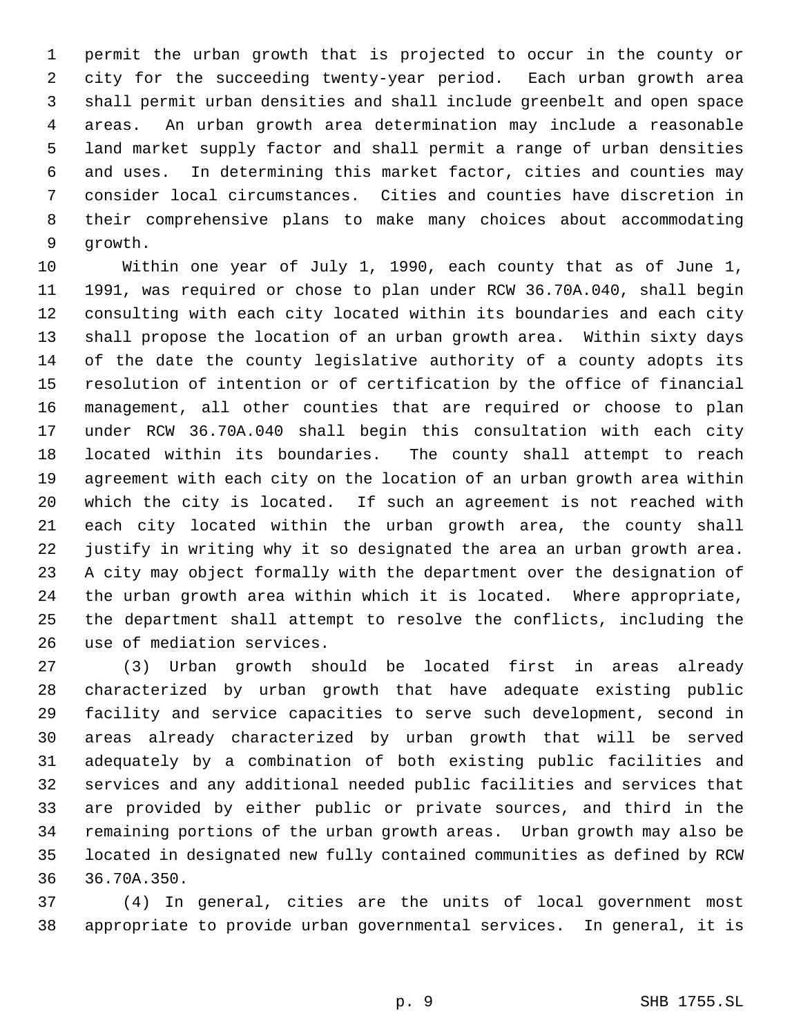permit the urban growth that is projected to occur in the county or city for the succeeding twenty-year period. Each urban growth area shall permit urban densities and shall include greenbelt and open space areas. An urban growth area determination may include a reasonable land market supply factor and shall permit a range of urban densities and uses. In determining this market factor, cities and counties may consider local circumstances. Cities and counties have discretion in their comprehensive plans to make many choices about accommodating growth.

Within one year of July 1, 1990, each county that as of June 1, 1991, was required or chose to plan under RCW 36.70A.040, shall begin consulting with each city located within its boundaries and each city shall propose the location of an urban growth area. Within sixty days of the date the county legislative authority of a county adopts its resolution of intention or of certification by the office of financial management, all other counties that are required or choose to plan under RCW 36.70A.040 shall begin this consultation with each city located within its boundaries. The county shall attempt to reach agreement with each city on the location of an urban growth area within which the city is located. If such an agreement is not reached with each city located within the urban growth area, the county shall justify in writing why it so designated the area an urban growth area. A city may object formally with the department over the designation of the urban growth area within which it is located. Where appropriate, the department shall attempt to resolve the conflicts, including the use of mediation services.

(3) Urban growth should be located first in areas already characterized by urban growth that have adequate existing public facility and service capacities to serve such development, second in areas already characterized by urban growth that will be served adequately by a combination of both existing public facilities and services and any additional needed public facilities and services that are provided by either public or private sources, and third in the remaining portions of the urban growth areas. Urban growth may also be located in designated new fully contained communities as defined by RCW 36.70A.350.

(4) In general, cities are the units of local government most appropriate to provide urban governmental services. In general, it is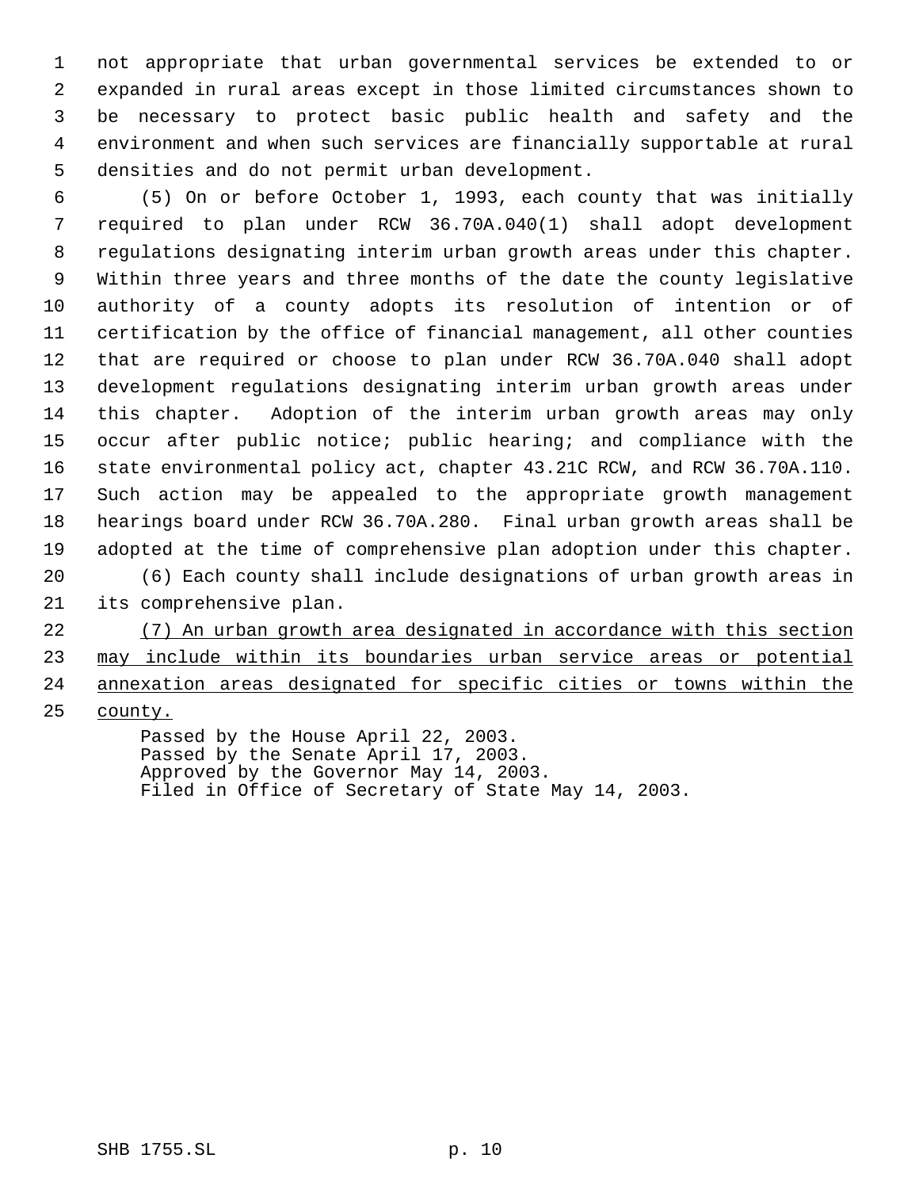not appropriate that urban governmental services be extended to or expanded in rural areas except in those limited circumstances shown to be necessary to protect basic public health and safety and the environment and when such services are financially supportable at rural densities and do not permit urban development.

(5) On or before October 1, 1993, each county that was initially required to plan under RCW 36.70A.040(1) shall adopt development regulations designating interim urban growth areas under this chapter. Within three years and three months of the date the county legislative authority of a county adopts its resolution of intention or of certification by the office of financial management, all other counties that are required or choose to plan under RCW 36.70A.040 shall adopt development regulations designating interim urban growth areas under this chapter. Adoption of the interim urban growth areas may only occur after public notice; public hearing; and compliance with the state environmental policy act, chapter 43.21C RCW, and RCW 36.70A.110. Such action may be appealed to the appropriate growth management hearings board under RCW 36.70A.280. Final urban growth areas shall be adopted at the time of comprehensive plan adoption under this chapter.

(6) Each county shall include designations of urban growth areas in its comprehensive plan.

<u>(7) An urban growth area designated in accordance with this section may include within its boundaries urban service areas or potential annexation areas designated for specific cities or towns within the county.</u>

Passed by the House April 22, 2003.
Passed by the Senate April 17, 2003.
Approved by the Governor May 14, 2003.
Filed in Office of Secretary of State May 14, 2003.